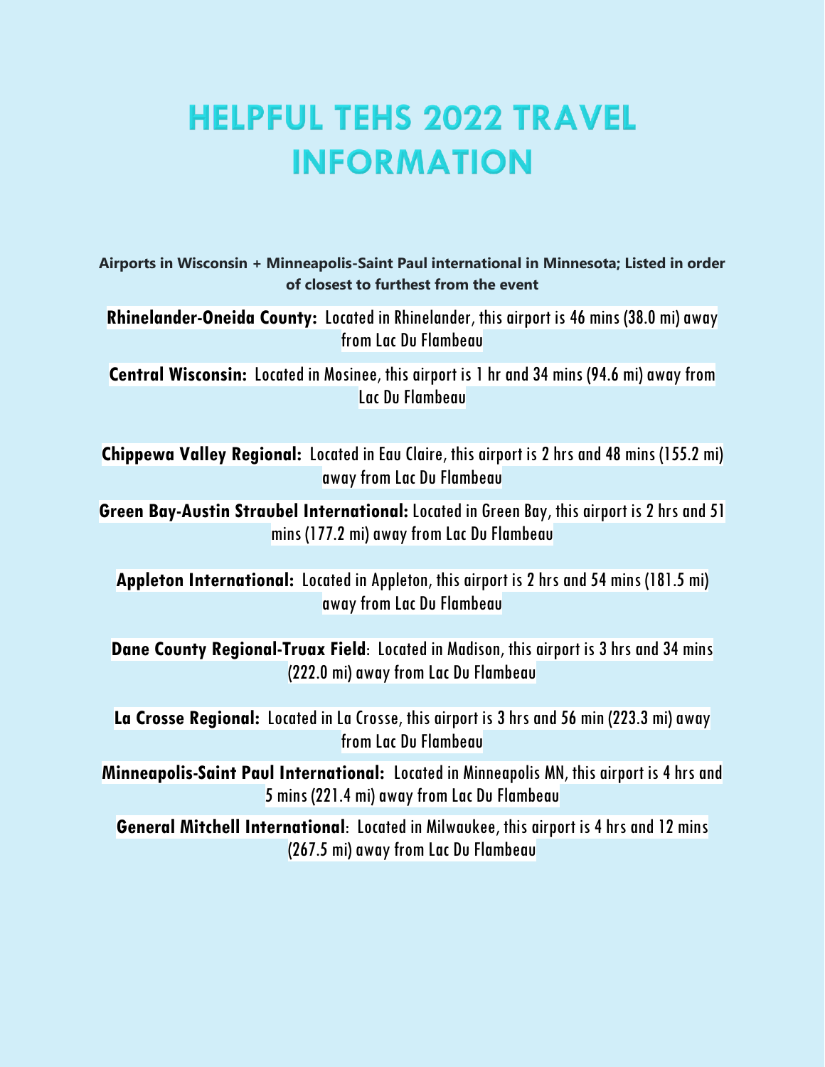# HELPFUL TEHS 2022 TRAVEL INFORMATION

**Airports in Wisconsin + Minneapolis-Saint Paul international in Minnesota; Listed in order of closest to furthest from the event**

**Rhinelander-Oneida County:** Located in Rhinelander, this airport is 46 mins (38.0 mi) away from Lac Du Flambeau

**Central Wisconsin:** Located in Mosinee, this airport is 1 hr and 34 mins (94.6 mi) away from Lac Du Flambeau

**Chippewa Valley Regional:** Located in Eau Claire, this airport is 2 hrs and 48 mins (155.2 mi) away from Lac Du Flambeau

**Green Bay-Austin Straubel International:** Located in Green Bay, this airport is 2 hrs and 51 mins (177.2 mi) away from Lac Du Flambeau

**Appleton International:** Located in Appleton, this airport is 2 hrs and 54 mins (181.5 mi) away from Lac Du Flambeau

**Dane County Regional-Truax Field**: Located in Madison, this airport is 3 hrs and 34 mins (222.0 mi) away from Lac Du Flambeau

**La Crosse Regional:** Located in La Crosse, this airport is 3 hrs and 56 min (223.3 mi) away from Lac Du Flambeau

**Minneapolis-Saint Paul International:** Located in Minneapolis MN, this airport is 4 hrs and 5 mins (221.4 mi) away from Lac Du Flambeau

**General Mitchell International**: Located in Milwaukee, this airport is 4 hrs and 12 mins (267.5 mi) away from Lac Du Flambeau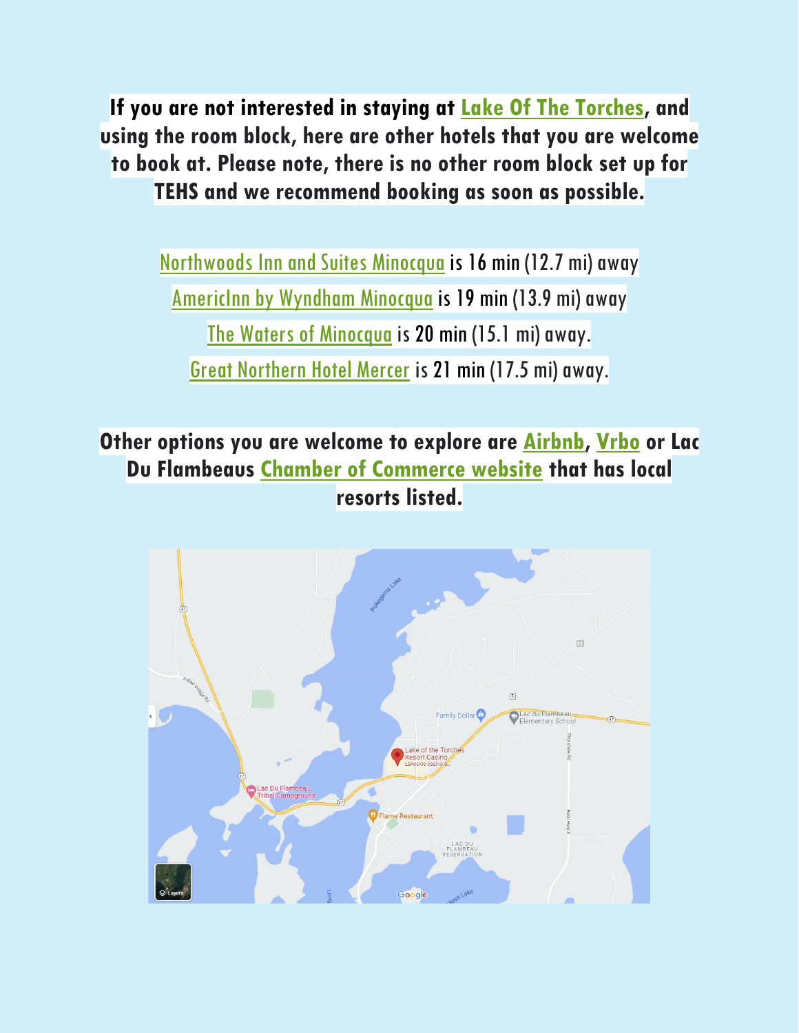**If you are not interested in staying at Lake Of The Torches, and using the room block, here are other hotels that you are welcome to book at. Please note, there is no other room block set up for TEHS and we recommend booking as soon as possible.**

Northwoods Inn and Suites Minocqua is 16 min (12.7 mi) away

AmericInn by Wyndham Minocqua is 19 min (13.9 mi) away

The Waters of Minocqua is 20 min (15.1 mi) away.

Great Northern Hotel Mercer is 21 min (17.5 mi) away.

**Other options you are welcome to explore are Airbnb, Vrbo or Lac Du Flambeaus Chamber of Commerce website that has local resorts listed.**